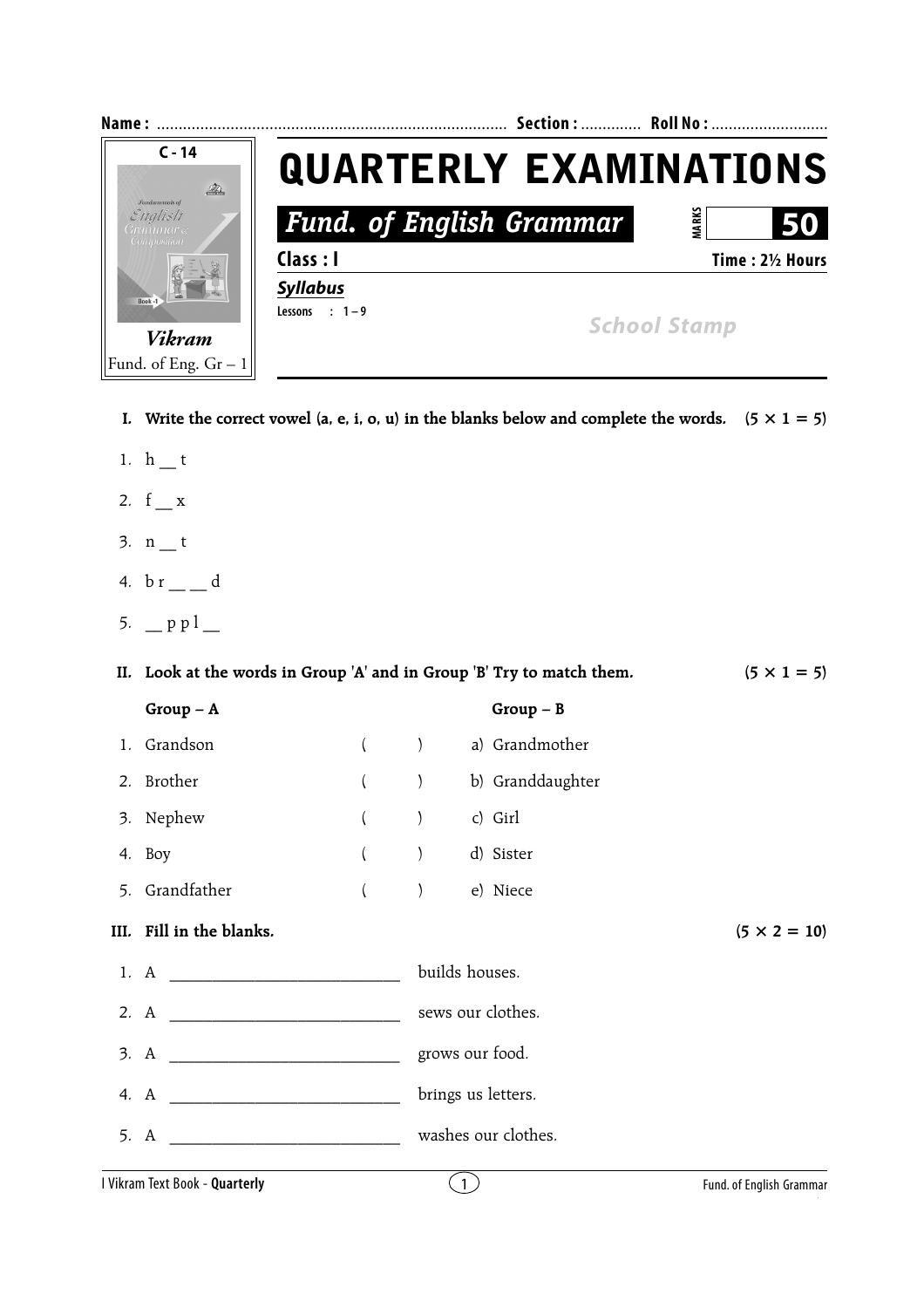Name : ........................................................................ Section : ............. Roll No : ..........................

C - 14

Vikram

Fund. of Eng. Gr – 1

# QUARTERLY EXAMINATIONS

## Fund. of English Grammar

MARKS **50**

**Class : I** **Time : 2½ Hours**

***Syllabus***

Lessons : 1 – 9

School Stamp

**I. Write the correct vowel (a, e, i, o, u) in the blanks below and complete the words. (5 × 1 = 5)**

1. h __ t
2. f __ x
3. n __ t
4. b r __ __ d
5. __ p p l __

**II. Look at the words in Group 'A' and in Group 'B' Try to match them. (5 × 1 = 5)**

| Group – A | | Group – B |
|---|---|---|
| 1. Grandson | ( ) | a) Grandmother |
| 2. Brother | ( ) | b) Granddaughter |
| 3. Nephew | ( ) | c) Girl |
| 4. Boy | ( ) | d) Sister |
| 5. Grandfather | ( ) | e) Niece |

**III. Fill in the blanks. (5 × 2 = 10)**

1. A ___________________________ builds houses.
2. A ___________________________ sews our clothes.
3. A ___________________________ grows our food.
4. A ___________________________ brings us letters.
5. A ___________________________ washes our clothes.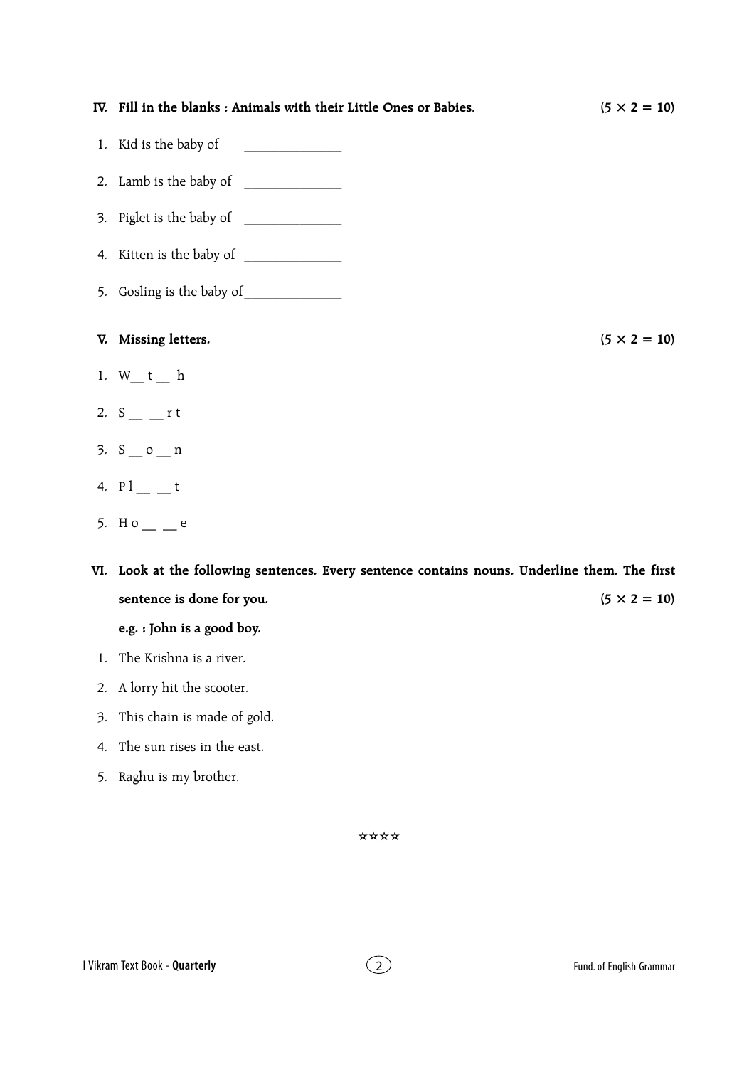**IV. Fill in the blanks : Animals with their Little Ones or Babies.** **(5 × 2 = 10)**

1. Kid is the baby of ______________
2. Lamb is the baby of ______________
3. Piglet is the baby of ______________
4. Kitten is the baby of ______________
5. Gosling is the baby of______________

**V. Missing letters.** **(5 × 2 = 10)**

1. W__ t __ h
2. S __ __ r t
3. S __ o __ n
4. P l __ __ t
5. H o __ __ e

**VI. Look at the following sentences. Every sentence contains nouns. Underline them. The first sentence is done for you.** **(5 × 2 = 10)**

**e.g. : <u>John</u> is a good <u>boy</u>.**

1. The Krishna is a river.
2. A lorry hit the scooter.
3. This chain is made of gold.
4. The sun rises in the east.
5. Raghu is my brother.

☆☆☆☆